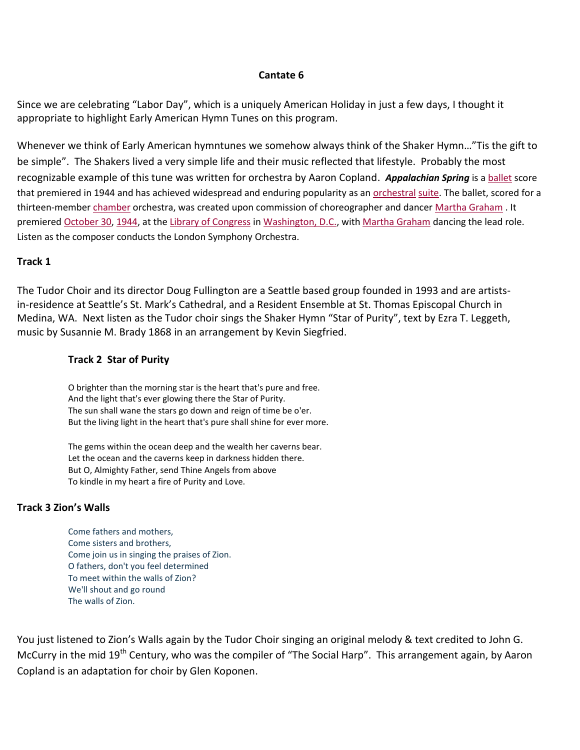# Cantate 6

Since we are celebrating "Labor Day", which is a uniquely American Holiday in just a few days, I thought it appropriate to highlight Early American Hymn Tunes on this program.

Whenever we think of Early American hymntunes we somehow always think of the Shaker Hymn…"Tis the gift to be simple". The Shakers lived a very simple life and their music reflected that lifestyle. Probably the most recognizable example of this tune was written for orchestra by Aaron Copland. ***Appalachian Spring*** is a ballet score that premiered in 1944 and has achieved widespread and enduring popularity as an orchestral suite. The ballet, scored for a thirteen-member chamber orchestra, was created upon commission of choreographer and dancer Martha Graham . It premiered October 30, 1944, at the Library of Congress in Washington, D.C., with Martha Graham dancing the lead role. Listen as the composer conducts the London Symphony Orchestra.

**Track 1**

The Tudor Choir and its director Doug Fullington are a Seattle based group founded in 1993 and are artists-in-residence at Seattle's St. Mark's Cathedral, and a Resident Ensemble at St. Thomas Episcopal Church in Medina, WA. Next listen as the Tudor choir sings the Shaker Hymn "Star of Purity", text by Ezra T. Leggeth, music by Susannie M. Brady 1868 in an arrangement by Kevin Siegfried.

**Track 2 Star of Purity**

O brighter than the morning star is the heart that's pure and free.
And the light that's ever glowing there the Star of Purity.
The sun shall wane the stars go down and reign of time be o'er.
But the living light in the heart that's pure shall shine for ever more.

The gems within the ocean deep and the wealth her caverns bear.
Let the ocean and the caverns keep in darkness hidden there.
But O, Almighty Father, send Thine Angels from above
To kindle in my heart a fire of Purity and Love.

**Track 3 Zion's Walls**

Come fathers and mothers,
Come sisters and brothers,
Come join us in singing the praises of Zion.
O fathers, don't you feel determined
To meet within the walls of Zion?
We'll shout and go round
The walls of Zion.

You just listened to Zion's Walls again by the Tudor Choir singing an original melody & text credited to John G. McCurry in the mid 19th Century, who was the compiler of "The Social Harp". This arrangement again, by Aaron Copland is an adaptation for choir by Glen Koponen.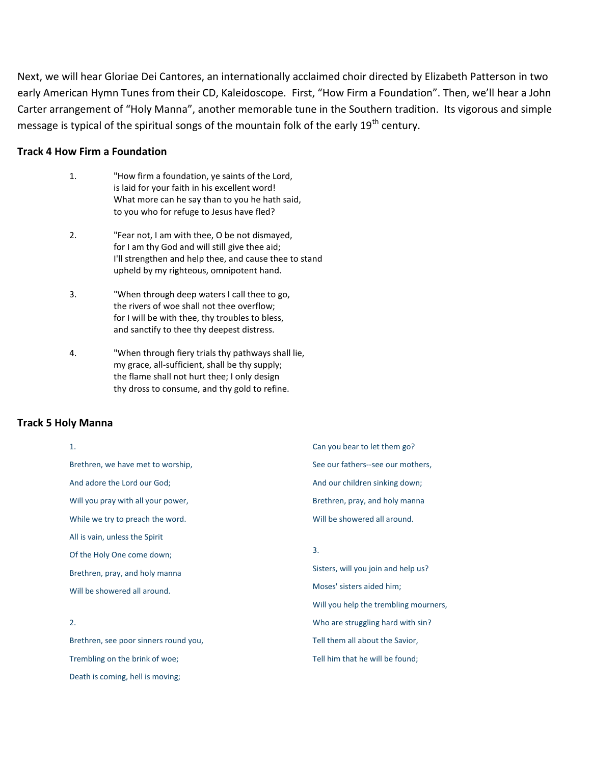Next, we will hear Gloriae Dei Cantores, an internationally acclaimed choir directed by Elizabeth Patterson in two early American Hymn Tunes from their CD, Kaleidoscope. First, "How Firm a Foundation". Then, we'll hear a John Carter arrangement of "Holy Manna", another memorable tune in the Southern tradition. Its vigorous and simple message is typical of the spiritual songs of the mountain folk of the early 19th century.

**Track 4 How Firm a Foundation**

1. "How firm a foundation, ye saints of the Lord,  
is laid for your faith in his excellent word!  
What more can he say than to you he hath said,  
to you who for refuge to Jesus have fled?

2. "Fear not, I am with thee, O be not dismayed,  
for I am thy God and will still give thee aid;  
I'll strengthen and help thee, and cause thee to stand  
upheld by my righteous, omnipotent hand.

3. "When through deep waters I call thee to go,  
the rivers of woe shall not thee overflow;  
for I will be with thee, thy troubles to bless,  
and sanctify to thee thy deepest distress.

4. "When through fiery trials thy pathways shall lie,  
my grace, all-sufficient, shall be thy supply;  
the flame shall not hurt thee; I only design  
thy dross to consume, and thy gold to refine.

**Track 5 Holy Manna**

1.

Brethren, we have met to worship,  
And adore the Lord our God;  
Will you pray with all your power,  
While we try to preach the word.  
All is vain, unless the Spirit  
Of the Holy One come down;  
Brethren, pray, and holy manna  
Will be showered all around.

2.

Brethren, see poor sinners round you,  
Trembling on the brink of woe;  
Death is coming, hell is moving;  
Can you bear to let them go?  
See our fathers--see our mothers,  
And our children sinking down;  
Brethren, pray, and holy manna  
Will be showered all around.

3.

Sisters, will you join and help us?  
Moses' sisters aided him;  
Will you help the trembling mourners,  
Who are struggling hard with sin?  
Tell them all about the Savior,  
Tell him that he will be found;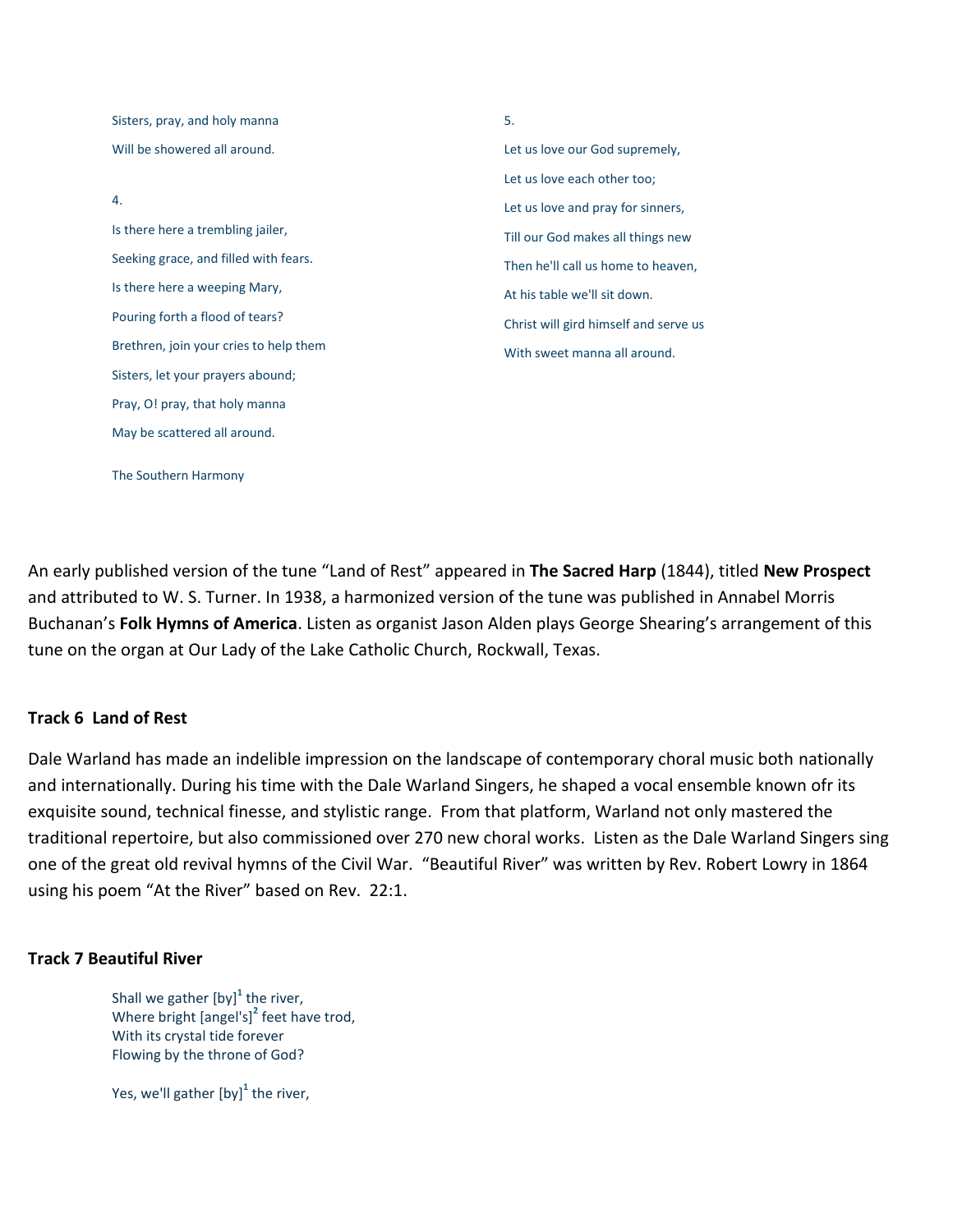Sisters, pray, and holy manna
Will be showered all around.

4.

Is there here a trembling jailer,
Seeking grace, and filled with fears.
Is there here a weeping Mary,
Pouring forth a flood of tears?
Brethren, join your cries to help them
Sisters, let your prayers abound;
Pray, O! pray, that holy manna
May be scattered all around.

5.

Let us love our God supremely,
Let us love each other too;
Let us love and pray for sinners,
Till our God makes all things new
Then he'll call us home to heaven,
At his table we'll sit down.
Christ will gird himself and serve us
With sweet manna all around.

The Southern Harmony

An early published version of the tune "Land of Rest" appeared in **The Sacred Harp** (1844), titled **New Prospect** and attributed to W. S. Turner. In 1938, a harmonized version of the tune was published in Annabel Morris Buchanan's **Folk Hymns of America**. Listen as organist Jason Alden plays George Shearing's arrangement of this tune on the organ at Our Lady of the Lake Catholic Church, Rockwall, Texas.

**Track 6 Land of Rest**

Dale Warland has made an indelible impression on the landscape of contemporary choral music both nationally and internationally. During his time with the Dale Warland Singers, he shaped a vocal ensemble known ofr its exquisite sound, technical finesse, and stylistic range. From that platform, Warland not only mastered the traditional repertoire, but also commissioned over 270 new choral works. Listen as the Dale Warland Singers sing one of the great old revival hymns of the Civil War. "Beautiful River" was written by Rev. Robert Lowry in 1864 using his poem "At the River" based on Rev. 22:1.

**Track 7 Beautiful River**

Shall we gather [by][1] the river,
Where bright [angel's][2] feet have trod,
With its crystal tide forever
Flowing by the throne of God?

Yes, we'll gather [by][1] the river,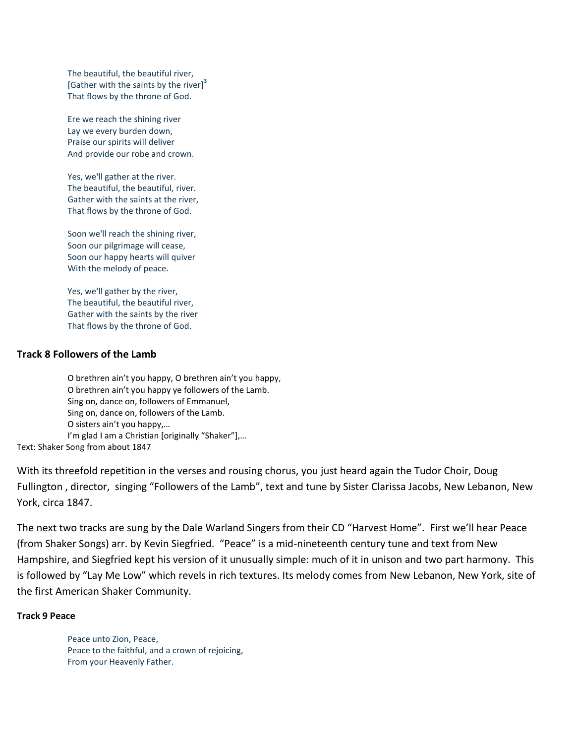The beautiful, the beautiful river,
[Gather with the saints by the river][3]
That flows by the throne of God.

Ere we reach the shining river
Lay we every burden down,
Praise our spirits will deliver
And provide our robe and crown.

Yes, we'll gather at the river.
The beautiful, the beautiful, river.
Gather with the saints at the river,
That flows by the throne of God.

Soon we'll reach the shining river,
Soon our pilgrimage will cease,
Soon our happy hearts will quiver
With the melody of peace.

Yes, we'll gather by the river,
The beautiful, the beautiful river,
Gather with the saints by the river
That flows by the throne of God.

**Track 8 Followers of the Lamb**

O brethren ain't you happy, O brethren ain't you happy,
O brethren ain't you happy ye followers of the Lamb.
Sing on, dance on, followers of Emmanuel,
Sing on, dance on, followers of the Lamb.
O sisters ain't you happy,…
I'm glad I am a Christian [originally "Shaker"],…
Text: Shaker Song from about 1847

With its threefold repetition in the verses and rousing chorus, you just heard again the Tudor Choir, Doug Fullington , director, singing "Followers of the Lamb", text and tune by Sister Clarissa Jacobs, New Lebanon, New York, circa 1847.

The next two tracks are sung by the Dale Warland Singers from their CD "Harvest Home". First we'll hear Peace (from Shaker Songs) arr. by Kevin Siegfried. "Peace" is a mid-nineteenth century tune and text from New Hampshire, and Siegfried kept his version of it unusually simple: much of it in unison and two part harmony. This is followed by "Lay Me Low" which revels in rich textures. Its melody comes from New Lebanon, New York, site of the first American Shaker Community.

**Track 9 Peace**

Peace unto Zion, Peace,
Peace to the faithful, and a crown of rejoicing,
From your Heavenly Father.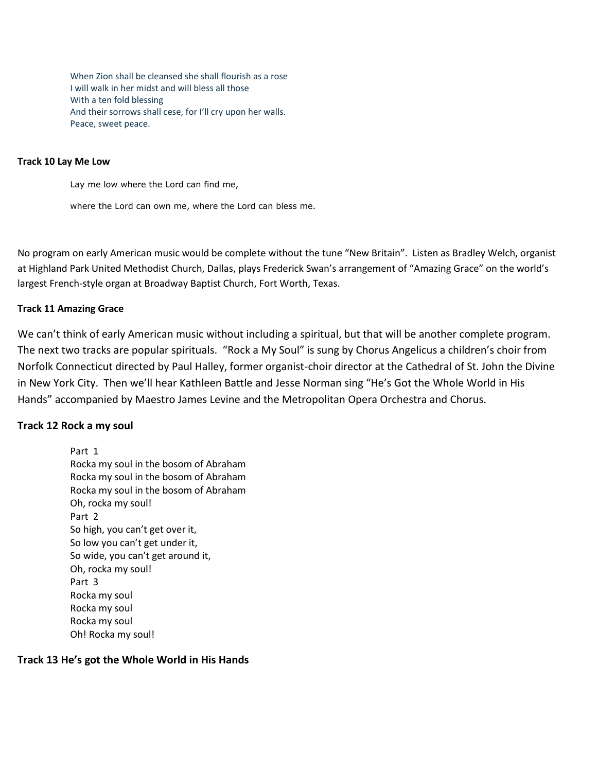When Zion shall be cleansed she shall flourish as a rose
I will walk in her midst and will bless all those
With a ten fold blessing
And their sorrows shall cese, for I'll cry upon her walls.
Peace, sweet peace.

**Track 10 Lay Me Low**

Lay me low where the Lord can find me,

where the Lord can own me, where the Lord can bless me.

No program on early American music would be complete without the tune "New Britain". Listen as Bradley Welch, organist at Highland Park United Methodist Church, Dallas, plays Frederick Swan's arrangement of "Amazing Grace" on the world's largest French-style organ at Broadway Baptist Church, Fort Worth, Texas.

**Track 11 Amazing Grace**

We can't think of early American music without including a spiritual, but that will be another complete program. The next two tracks are popular spirituals. "Rock a My Soul" is sung by Chorus Angelicus a children's choir from Norfolk Connecticut directed by Paul Halley, former organist-choir director at the Cathedral of St. John the Divine in New York City. Then we'll hear Kathleen Battle and Jesse Norman sing "He's Got the Whole World in His Hands" accompanied by Maestro James Levine and the Metropolitan Opera Orchestra and Chorus.

**Track 12 Rock a my soul**

Part 1
Rocka my soul in the bosom of Abraham
Rocka my soul in the bosom of Abraham
Rocka my soul in the bosom of Abraham
Oh, rocka my soul!
Part 2
So high, you can't get over it,
So low you can't get under it,
So wide, you can't get around it,
Oh, rocka my soul!
Part 3
Rocka my soul
Rocka my soul
Rocka my soul
Oh! Rocka my soul!

**Track 13 He's got the Whole World in His Hands**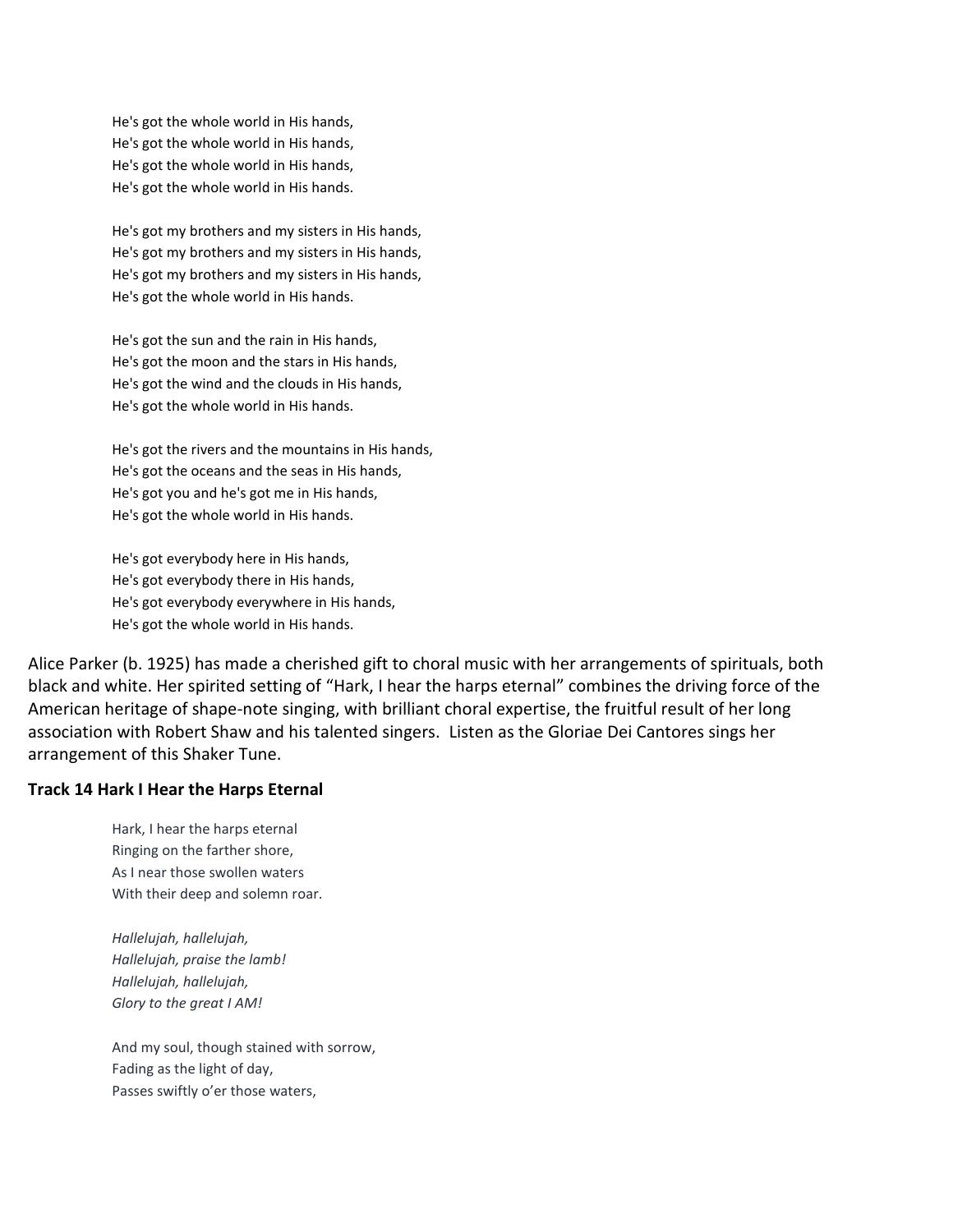He's got the whole world in His hands,
He's got the whole world in His hands,
He's got the whole world in His hands,
He's got the whole world in His hands.

He's got my brothers and my sisters in His hands,
He's got my brothers and my sisters in His hands,
He's got my brothers and my sisters in His hands,
He's got the whole world in His hands.

He's got the sun and the rain in His hands,
He's got the moon and the stars in His hands,
He's got the wind and the clouds in His hands,
He's got the whole world in His hands.

He's got the rivers and the mountains in His hands,
He's got the oceans and the seas in His hands,
He's got you and he's got me in His hands,
He's got the whole world in His hands.

He's got everybody here in His hands,
He's got everybody there in His hands,
He's got everybody everywhere in His hands,
He's got the whole world in His hands.

Alice Parker (b. 1925) has made a cherished gift to choral music with her arrangements of spirituals, both black and white. Her spirited setting of "Hark, I hear the harps eternal" combines the driving force of the American heritage of shape-note singing, with brilliant choral expertise, the fruitful result of her long association with Robert Shaw and his talented singers. Listen as the Gloriae Dei Cantores sings her arrangement of this Shaker Tune.

**Track 14 Hark I Hear the Harps Eternal**

Hark, I hear the harps eternal
Ringing on the farther shore,
As I near those swollen waters
With their deep and solemn roar.

*Hallelujah, hallelujah,*
*Hallelujah, praise the lamb!*
*Hallelujah, hallelujah,*
*Glory to the great I AM!*

And my soul, though stained with sorrow,
Fading as the light of day,
Passes swiftly o'er those waters,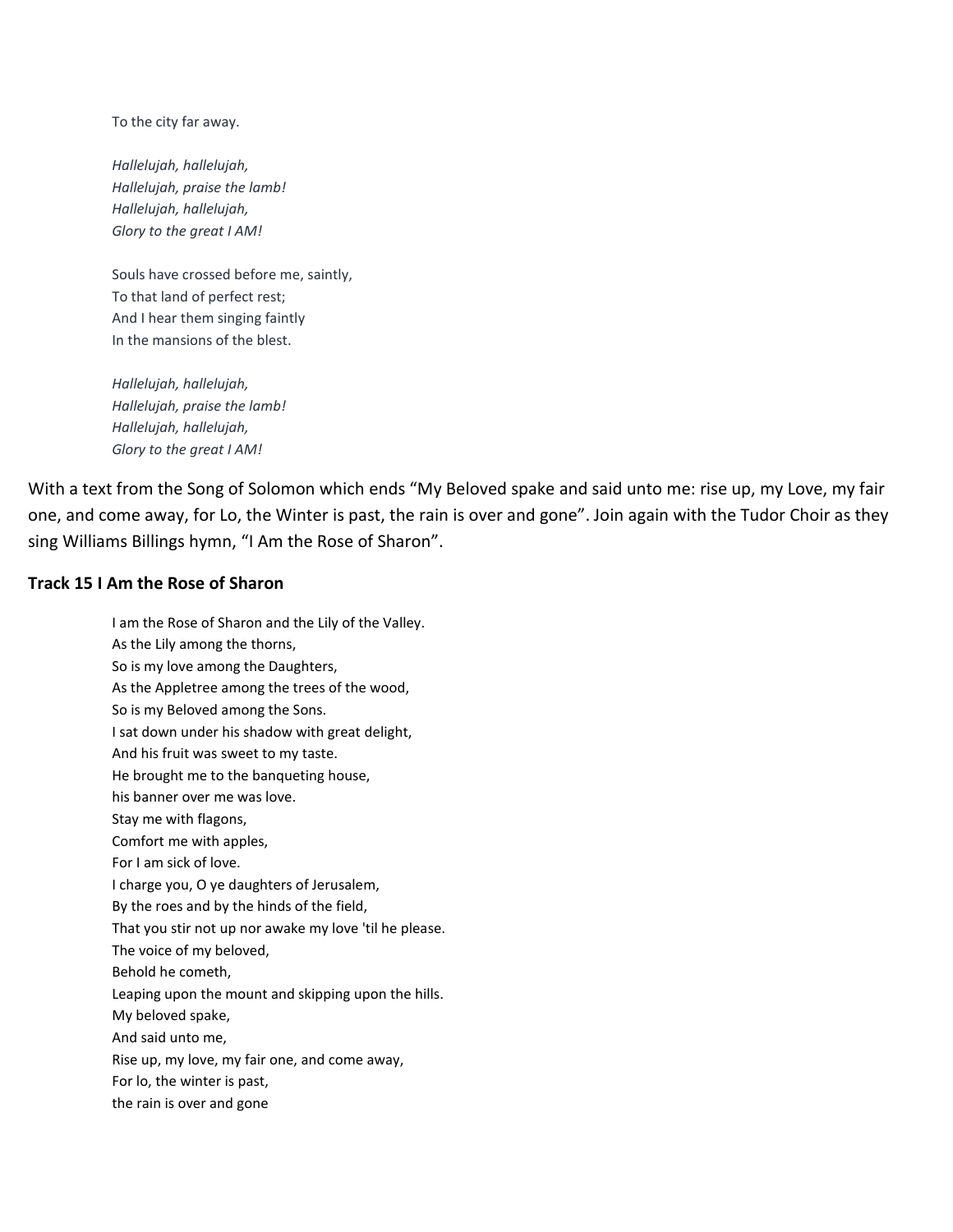To the city far away.

*Hallelujah, hallelujah,*
*Hallelujah, praise the lamb!*
*Hallelujah, hallelujah,*
*Glory to the great I AM!*

Souls have crossed before me, saintly,
To that land of perfect rest;
And I hear them singing faintly
In the mansions of the blest.

*Hallelujah, hallelujah,*
*Hallelujah, praise the lamb!*
*Hallelujah, hallelujah,*
*Glory to the great I AM!*

With a text from the Song of Solomon which ends "My Beloved spake and said unto me: rise up, my Love, my fair one, and come away, for Lo, the Winter is past, the rain is over and gone". Join again with the Tudor Choir as they sing Williams Billings hymn, "I Am the Rose of Sharon".

**Track 15 I Am the Rose of Sharon**

I am the Rose of Sharon and the Lily of the Valley.
As the Lily among the thorns,
So is my love among the Daughters,
As the Appletree among the trees of the wood,
So is my Beloved among the Sons.
I sat down under his shadow with great delight,
And his fruit was sweet to my taste.
He brought me to the banqueting house,
his banner over me was love.
Stay me with flagons,
Comfort me with apples,
For I am sick of love.
I charge you, O ye daughters of Jerusalem,
By the roes and by the hinds of the field,
That you stir not up nor awake my love 'til he please.
The voice of my beloved,
Behold he cometh,
Leaping upon the mount and skipping upon the hills.
My beloved spake,
And said unto me,
Rise up, my love, my fair one, and come away,
For lo, the winter is past,
the rain is over and gone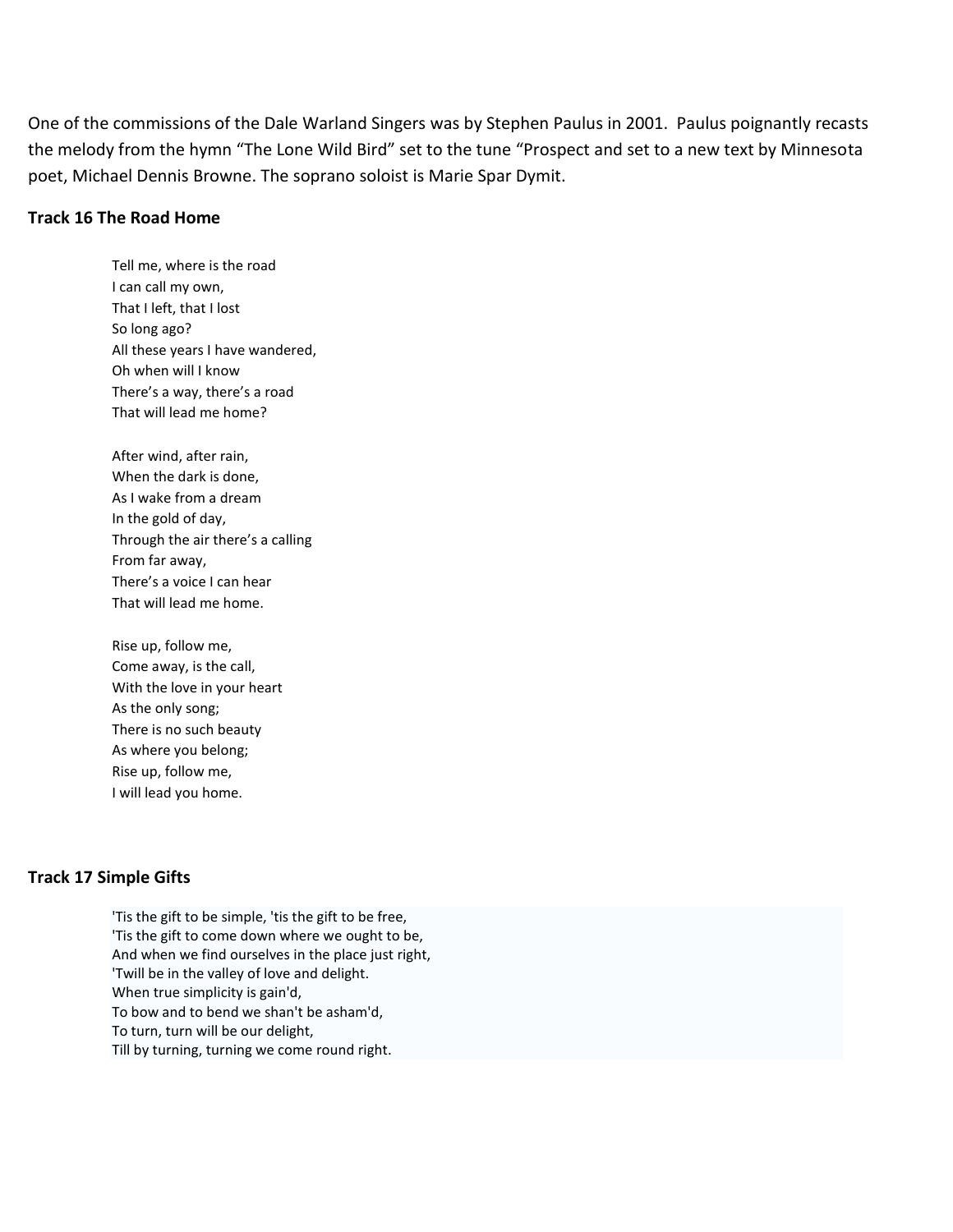One of the commissions of the Dale Warland Singers was by Stephen Paulus in 2001. Paulus poignantly recasts the melody from the hymn "The Lone Wild Bird" set to the tune "Prospect and set to a new text by Minnesota poet, Michael Dennis Browne. The soprano soloist is Marie Spar Dymit.

**Track 16 The Road Home**

Tell me, where is the road  
I can call my own,  
That I left, that I lost  
So long ago?  
All these years I have wandered,  
Oh when will I know  
There's a way, there's a road  
That will lead me home?

After wind, after rain,  
When the dark is done,  
As I wake from a dream  
In the gold of day,  
Through the air there's a calling  
From far away,  
There's a voice I can hear  
That will lead me home.

Rise up, follow me,  
Come away, is the call,  
With the love in your heart  
As the only song;  
There is no such beauty  
As where you belong;  
Rise up, follow me,  
I will lead you home.

**Track 17 Simple Gifts**

'Tis the gift to be simple, 'tis the gift to be free,  
'Tis the gift to come down where we ought to be,  
And when we find ourselves in the place just right,  
'Twill be in the valley of love and delight.  
When true simplicity is gain'd,  
To bow and to bend we shan't be asham'd,  
To turn, turn will be our delight,  
Till by turning, turning we come round right.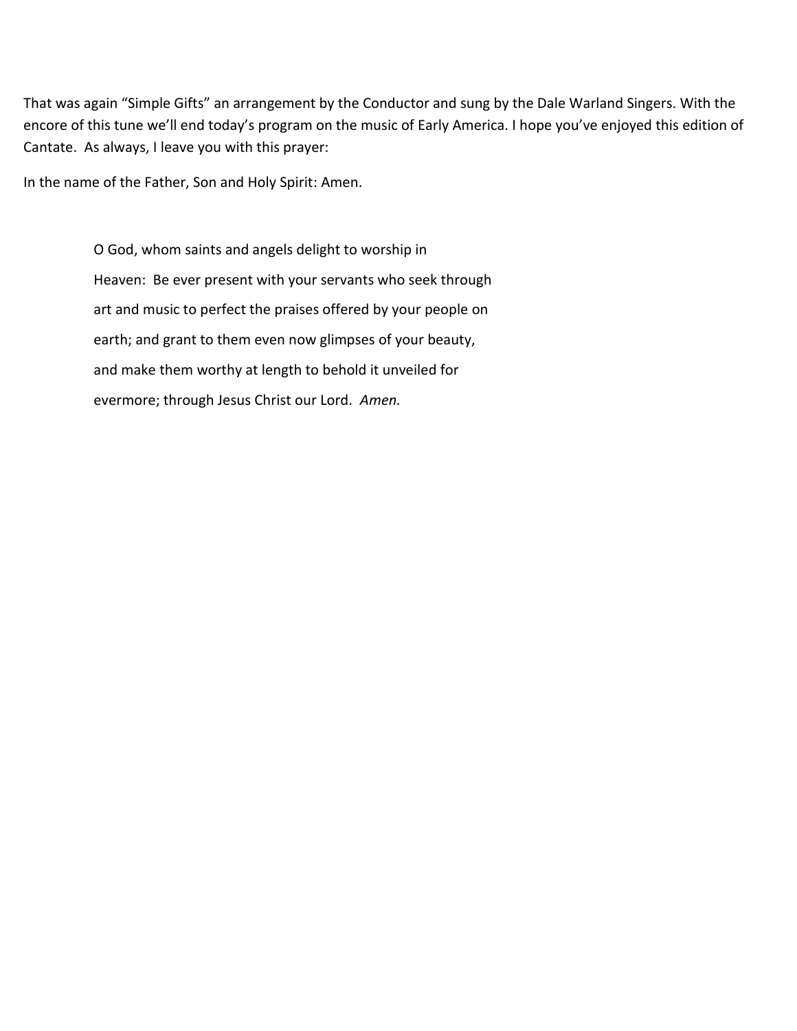That was again "Simple Gifts" an arrangement by the Conductor and sung by the Dale Warland Singers. With the encore of this tune we'll end today's program on the music of Early America. I hope you've enjoyed this edition of Cantate. As always, I leave you with this prayer:

In the name of the Father, Son and Holy Spirit: Amen.

> O God, whom saints and angels delight to worship in Heaven: Be ever present with your servants who seek through art and music to perfect the praises offered by your people on earth; and grant to them even now glimpses of your beauty, and make them worthy at length to behold it unveiled for evermore; through Jesus Christ our Lord. *Amen.*